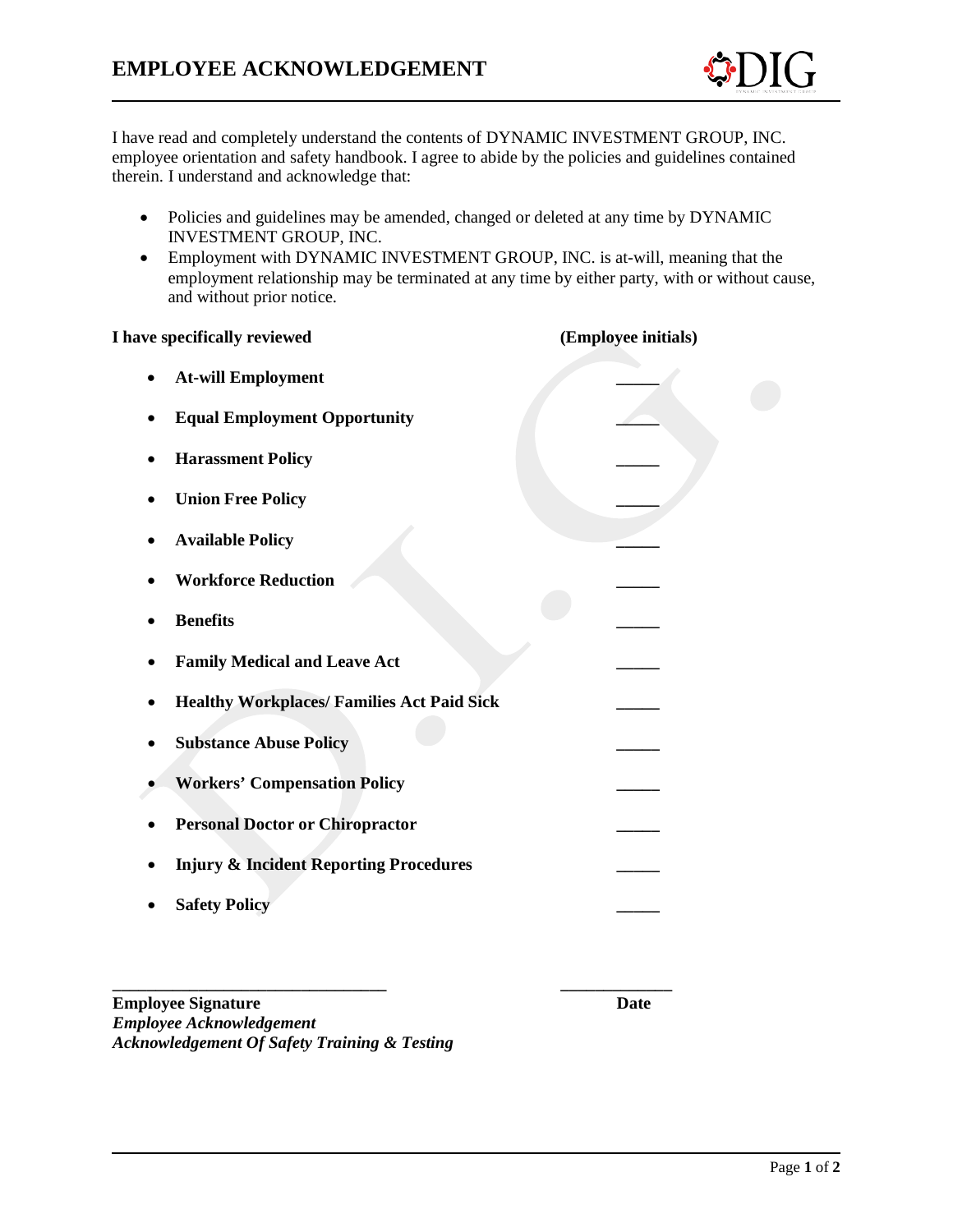# EMPLOYEE ACKNOWLEDGEMENT

I have read and completely understand the contents of DYNAMIC INVESTMENT GROUP, INC. employee orientation and safety handbook. I agree to abide by the policies and guidelines contained therein. I understand and acknowledge that:

- Policies and guidelines may be amended, changed or deleted at any time by DYNAMIC INVESTMENT GROUP, INC.
- Employment with DYNAMIC INVESTMENT GROUP, INC. is at-will, meaning that the employment relationship may be terminated at any time by either party, with or without cause, and without prior notice.

| I have specifically reviewed | (Employee initials) |
|---|---|
| • **At-will Employment** | _____ |
| • **Equal Employment Opportunity** | _____ |
| • **Harassment Policy** | _____ |
| • **Union Free Policy** | _____ |
| • **Available Policy** | _____ |
| • **Workforce Reduction** | _____ |
| • **Benefits** | _____ |
| • **Family Medical and Leave Act** | _____ |
| • **Healthy Workplaces/ Families Act Paid Sick** | _____ |
| • **Substance Abuse Policy** | _____ |
| • **Workers' Compensation Policy** | _____ |
| • **Personal Doctor or Chiropractor** | _____ |
| • **Injury & Incident Reporting Procedures** | _____ |
| • **Safety Policy** | _____ |

________________________________ _____________

**Employee Signature** **Date**

***Employee Acknowledgement***

***Acknowledgement Of Safety Training & Testing***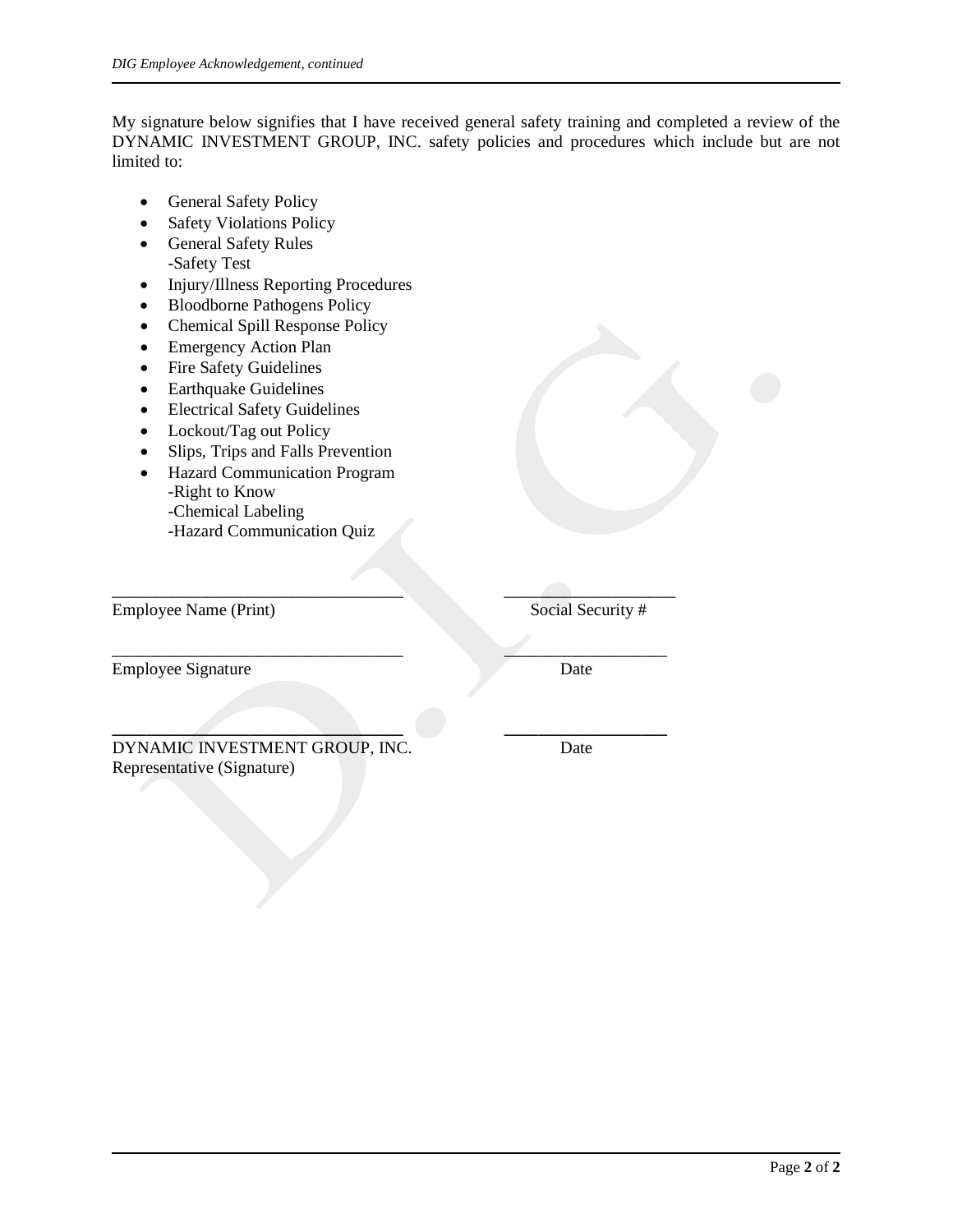My signature below signifies that I have received general safety training and completed a review of the DYNAMIC INVESTMENT GROUP, INC. safety policies and procedures which include but are not limited to:

- General Safety Policy
- Safety Violations Policy
- General Safety Rules
  -Safety Test
- Injury/Illness Reporting Procedures
- Bloodborne Pathogens Policy
- Chemical Spill Response Policy
- Emergency Action Plan
- Fire Safety Guidelines
- Earthquake Guidelines
- Electrical Safety Guidelines
- Lockout/Tag out Policy
- Slips, Trips and Falls Prevention
- Hazard Communication Program
  -Right to Know
  -Chemical Labeling
  -Hazard Communication Quiz

| | |
|---|---|
| ___________________________________ | ____________________ |
| Employee Name (Print) | Social Security # |
| ___________________________________ | ____________________ |
| Employee Signature | Date |
| ___________________________________ | ____________________ |
| DYNAMIC INVESTMENT GROUP, INC. Representative (Signature) | Date |